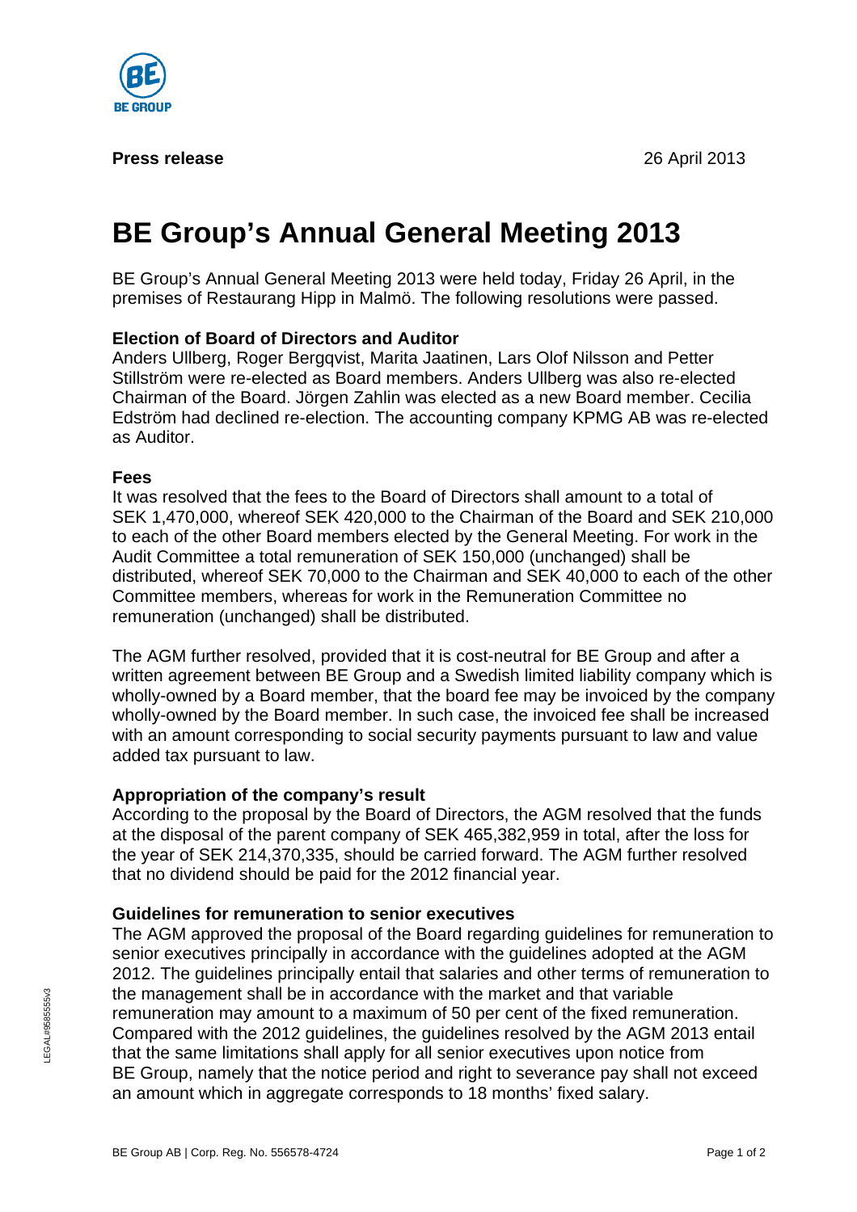**Press release** 26 April 2013

# BE Group's Annual General Meeting 2013

BE Group's Annual General Meeting 2013 were held today, Friday 26 April, in the premises of Restaurang Hipp in Malmö. The following resolutions were passed.

**Election of Board of Directors and Auditor**

Anders Ullberg, Roger Bergqvist, Marita Jaatinen, Lars Olof Nilsson and Petter Stillström were re-elected as Board members. Anders Ullberg was also re-elected Chairman of the Board. Jörgen Zahlin was elected as a new Board member. Cecilia Edström had declined re-election. The accounting company KPMG AB was re-elected as Auditor.

**Fees**

It was resolved that the fees to the Board of Directors shall amount to a total of SEK 1,470,000, whereof SEK 420,000 to the Chairman of the Board and SEK 210,000 to each of the other Board members elected by the General Meeting. For work in the Audit Committee a total remuneration of SEK 150,000 (unchanged) shall be distributed, whereof SEK 70,000 to the Chairman and SEK 40,000 to each of the other Committee members, whereas for work in the Remuneration Committee no remuneration (unchanged) shall be distributed.

The AGM further resolved, provided that it is cost-neutral for BE Group and after a written agreement between BE Group and a Swedish limited liability company which is wholly-owned by a Board member, that the board fee may be invoiced by the company wholly-owned by the Board member. In such case, the invoiced fee shall be increased with an amount corresponding to social security payments pursuant to law and value added tax pursuant to law.

**Appropriation of the company's result**

According to the proposal by the Board of Directors, the AGM resolved that the funds at the disposal of the parent company of SEK 465,382,959 in total, after the loss for the year of SEK 214,370,335, should be carried forward. The AGM further resolved that no dividend should be paid for the 2012 financial year.

**Guidelines for remuneration to senior executives**

The AGM approved the proposal of the Board regarding guidelines for remuneration to senior executives principally in accordance with the guidelines adopted at the AGM 2012. The guidelines principally entail that salaries and other terms of remuneration to the management shall be in accordance with the market and that variable remuneration may amount to a maximum of 50 per cent of the fixed remuneration. Compared with the 2012 guidelines, the guidelines resolved by the AGM 2013 entail that the same limitations shall apply for all senior executives upon notice from BE Group, namely that the notice period and right to severance pay shall not exceed an amount which in aggregate corresponds to 18 months' fixed salary.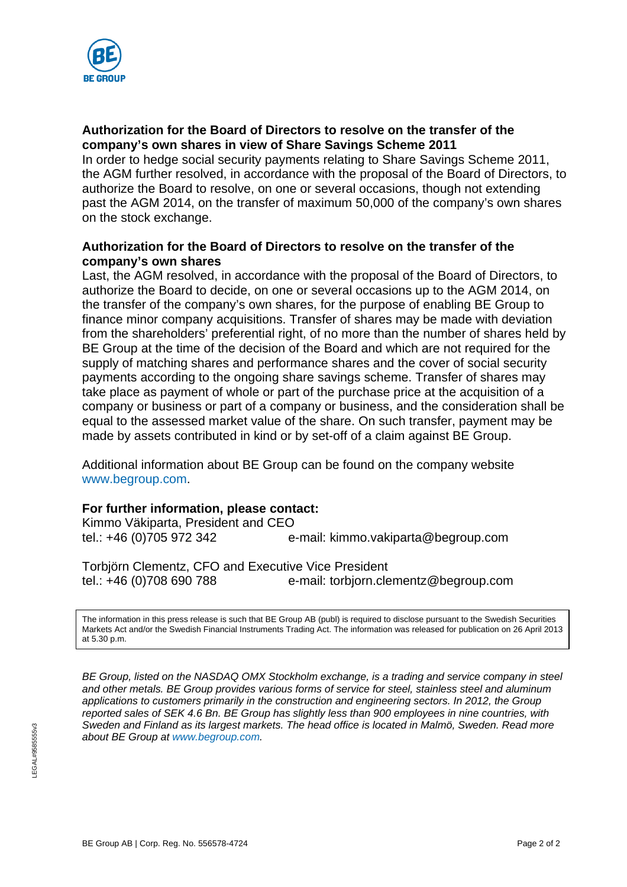**Authorization for the Board of Directors to resolve on the transfer of the company's own shares in view of Share Savings Scheme 2011**

In order to hedge social security payments relating to Share Savings Scheme 2011, the AGM further resolved, in accordance with the proposal of the Board of Directors, to authorize the Board to resolve, on one or several occasions, though not extending past the AGM 2014, on the transfer of maximum 50,000 of the company's own shares on the stock exchange.

**Authorization for the Board of Directors to resolve on the transfer of the company's own shares**

Last, the AGM resolved, in accordance with the proposal of the Board of Directors, to authorize the Board to decide, on one or several occasions up to the AGM 2014, on the transfer of the company's own shares, for the purpose of enabling BE Group to finance minor company acquisitions. Transfer of shares may be made with deviation from the shareholders' preferential right, of no more than the number of shares held by BE Group at the time of the decision of the Board and which are not required for the supply of matching shares and performance shares and the cover of social security payments according to the ongoing share savings scheme. Transfer of shares may take place as payment of whole or part of the purchase price at the acquisition of a company or business or part of a company or business, and the consideration shall be equal to the assessed market value of the share. On such transfer, payment may be made by assets contributed in kind or by set-off of a claim against BE Group.

Additional information about BE Group can be found on the company website www.begroup.com.

**For further information, please contact:**

Kimmo Väkiparta, President and CEO
tel.: +46 (0)705 972 342 e-mail: kimmo.vakiparta@begroup.com

Torbjörn Clementz, CFO and Executive Vice President
tel.: +46 (0)708 690 788 e-mail: torbjorn.clementz@begroup.com

The information in this press release is such that BE Group AB (publ) is required to disclose pursuant to the Swedish Securities Markets Act and/or the Swedish Financial Instruments Trading Act. The information was released for publication on 26 April 2013 at 5.30 p.m.

*BE Group, listed on the NASDAQ OMX Stockholm exchange, is a trading and service company in steel and other metals. BE Group provides various forms of service for steel, stainless steel and aluminum applications to customers primarily in the construction and engineering sectors. In 2012, the Group reported sales of SEK 4.6 Bn. BE Group has slightly less than 900 employees in nine countries, with Sweden and Finland as its largest markets. The head office is located in Malmö, Sweden. Read more about BE Group at www.begroup.com.*